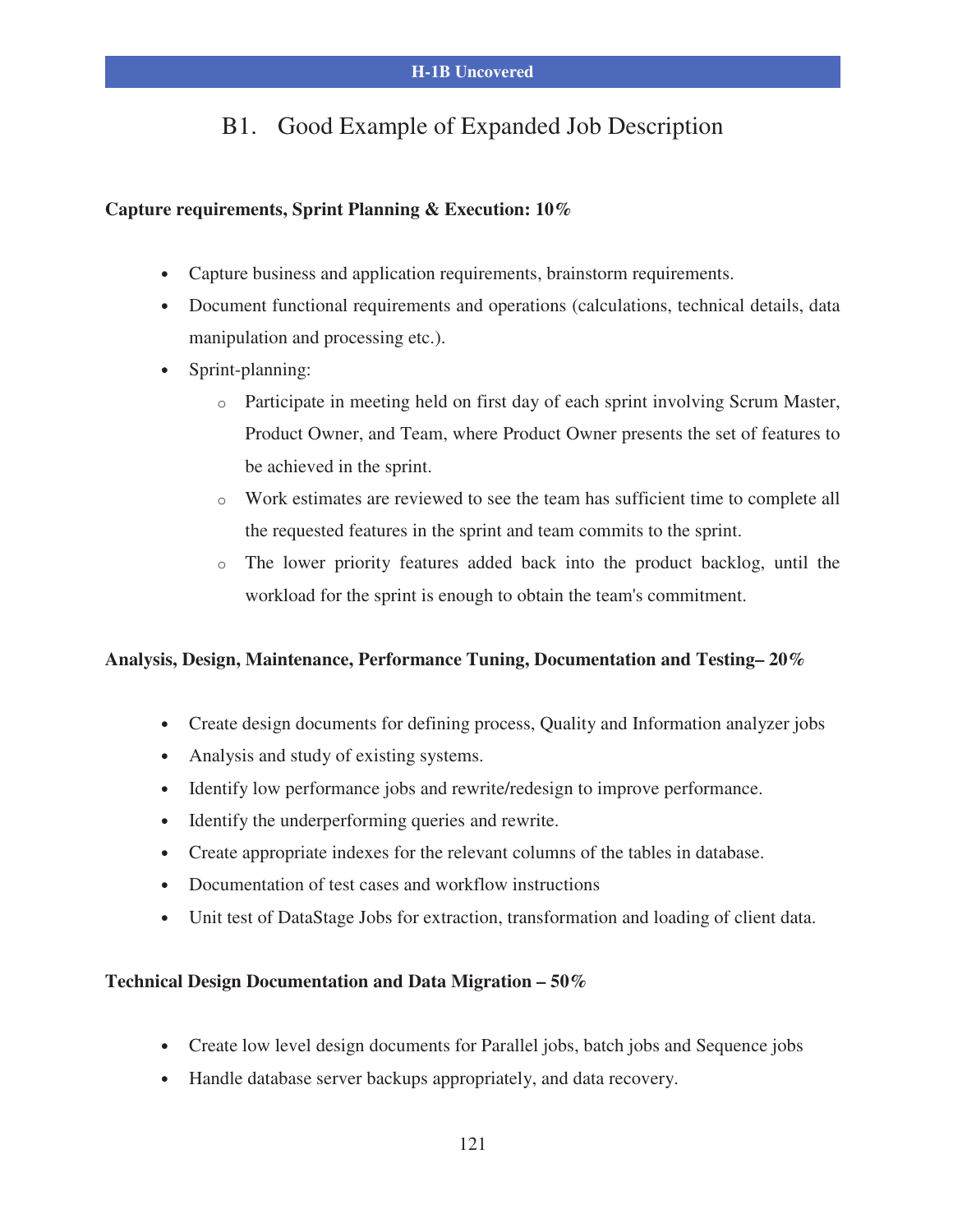## B1. Good Example of Expanded Job Description

**Capture requirements, Sprint Planning & Execution: 10%**

- Capture business and application requirements, brainstorm requirements.
- Document functional requirements and operations (calculations, technical details, data manipulation and processing etc.).
- Sprint-planning:
  - Participate in meeting held on first day of each sprint involving Scrum Master, Product Owner, and Team, where Product Owner presents the set of features to be achieved in the sprint.
  - Work estimates are reviewed to see the team has sufficient time to complete all the requested features in the sprint and team commits to the sprint.
  - The lower priority features added back into the product backlog, until the workload for the sprint is enough to obtain the team's commitment.

**Analysis, Design, Maintenance, Performance Tuning, Documentation and Testing– 20%**

- Create design documents for defining process, Quality and Information analyzer jobs
- Analysis and study of existing systems.
- Identify low performance jobs and rewrite/redesign to improve performance.
- Identify the underperforming queries and rewrite.
- Create appropriate indexes for the relevant columns of the tables in database.
- Documentation of test cases and workflow instructions
- Unit test of DataStage Jobs for extraction, transformation and loading of client data.

**Technical Design Documentation and Data Migration – 50%**

- Create low level design documents for Parallel jobs, batch jobs and Sequence jobs
- Handle database server backups appropriately, and data recovery.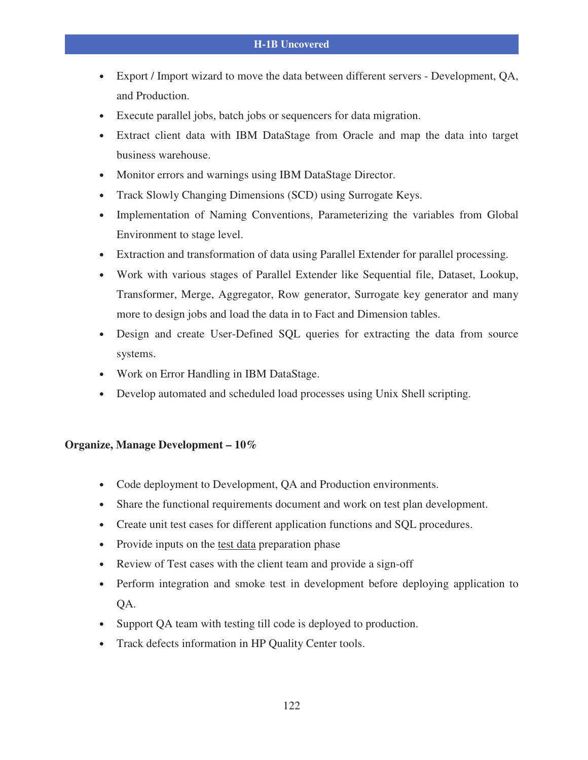- Export / Import wizard to move the data between different servers - Development, QA, and Production.
- Execute parallel jobs, batch jobs or sequencers for data migration.
- Extract client data with IBM DataStage from Oracle and map the data into target business warehouse.
- Monitor errors and warnings using IBM DataStage Director.
- Track Slowly Changing Dimensions (SCD) using Surrogate Keys.
- Implementation of Naming Conventions, Parameterizing the variables from Global Environment to stage level.
- Extraction and transformation of data using Parallel Extender for parallel processing.
- Work with various stages of Parallel Extender like Sequential file, Dataset, Lookup, Transformer, Merge, Aggregator, Row generator, Surrogate key generator and many more to design jobs and load the data in to Fact and Dimension tables.
- Design and create User-Defined SQL queries for extracting the data from source systems.
- Work on Error Handling in IBM DataStage.
- Develop automated and scheduled load processes using Unix Shell scripting.

**Organize, Manage Development – 10%**

- Code deployment to Development, QA and Production environments.
- Share the functional requirements document and work on test plan development.
- Create unit test cases for different application functions and SQL procedures.
- Provide inputs on the test data preparation phase
- Review of Test cases with the client team and provide a sign-off
- Perform integration and smoke test in development before deploying application to QA.
- Support QA team with testing till code is deployed to production.
- Track defects information in HP Quality Center tools.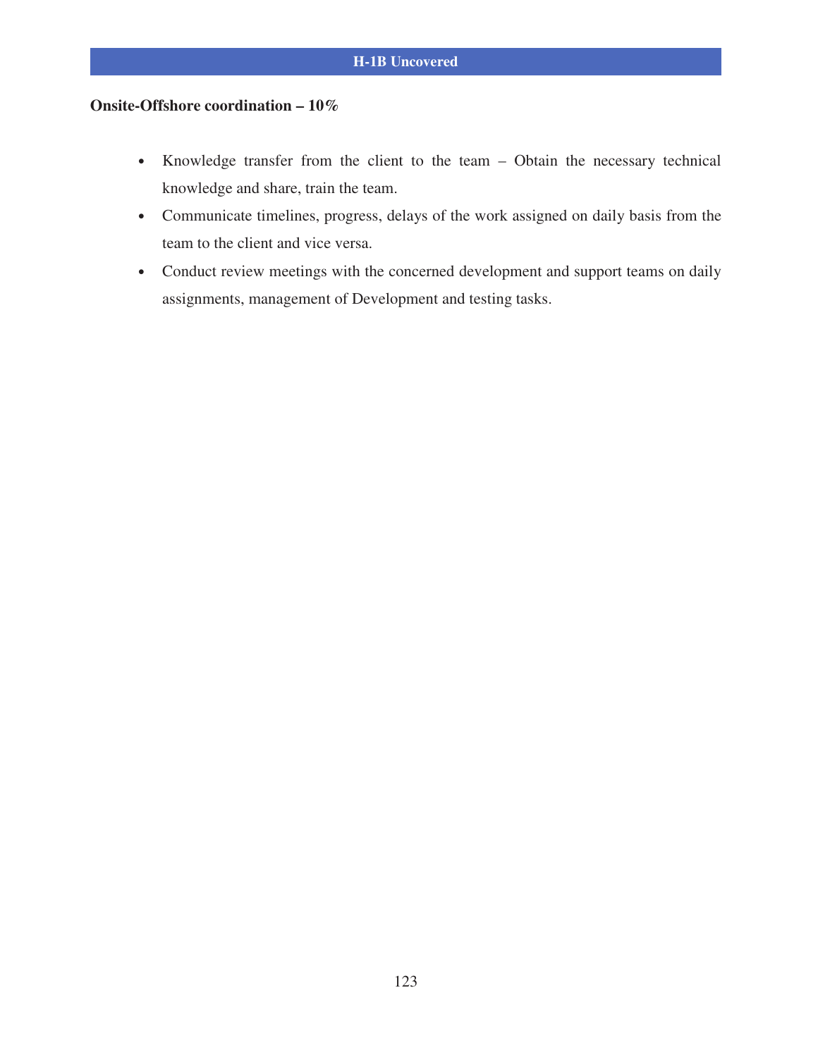**Onsite-Offshore coordination – 10%**

- Knowledge transfer from the client to the team – Obtain the necessary technical knowledge and share, train the team.
- Communicate timelines, progress, delays of the work assigned on daily basis from the team to the client and vice versa.
- Conduct review meetings with the concerned development and support teams on daily assignments, management of Development and testing tasks.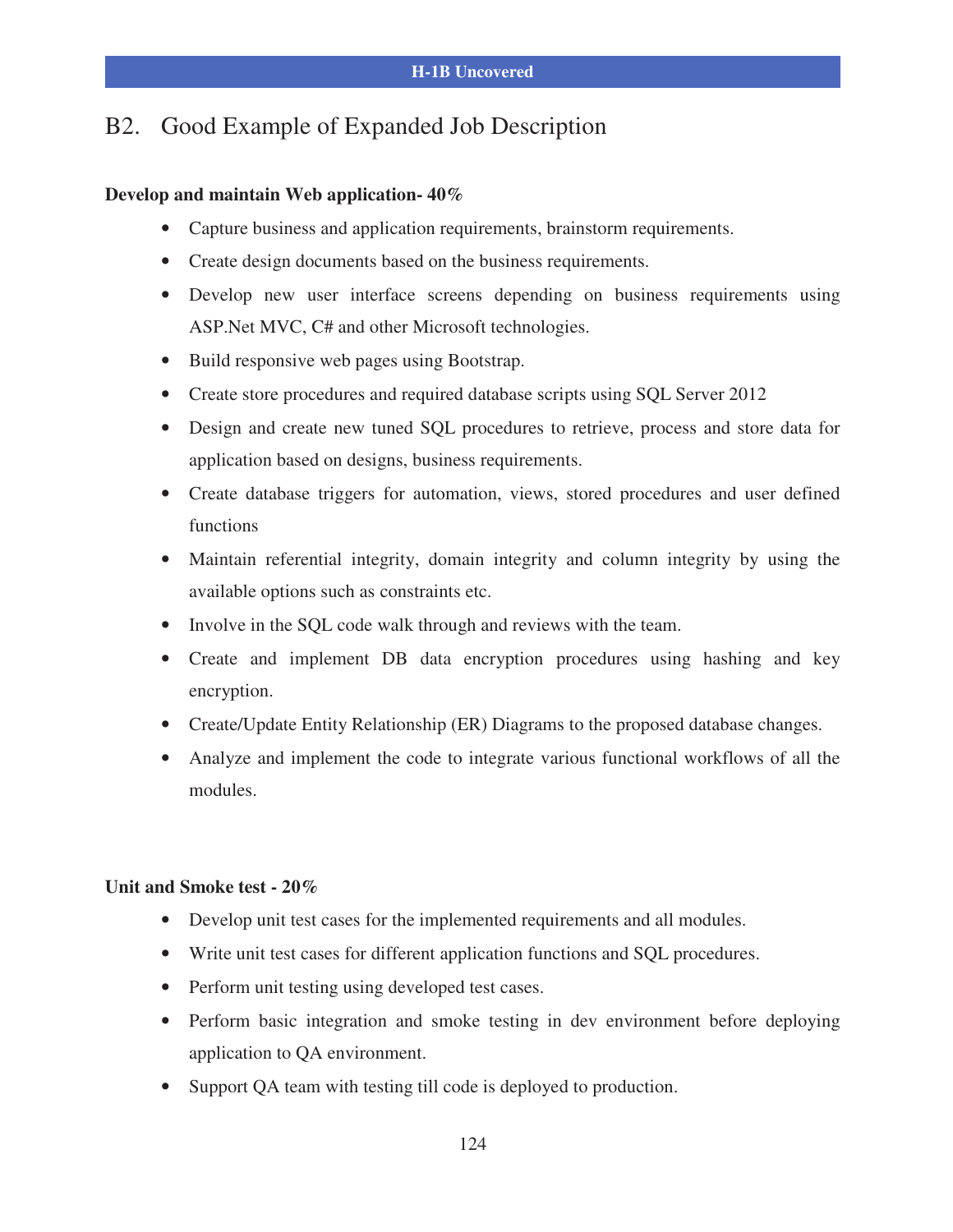## B2. Good Example of Expanded Job Description

**Develop and maintain Web application- 40%**

- Capture business and application requirements, brainstorm requirements.
- Create design documents based on the business requirements.
- Develop new user interface screens depending on business requirements using ASP.Net MVC, C# and other Microsoft technologies.
- Build responsive web pages using Bootstrap.
- Create store procedures and required database scripts using SQL Server 2012
- Design and create new tuned SQL procedures to retrieve, process and store data for application based on designs, business requirements.
- Create database triggers for automation, views, stored procedures and user defined functions
- Maintain referential integrity, domain integrity and column integrity by using the available options such as constraints etc.
- Involve in the SQL code walk through and reviews with the team.
- Create and implement DB data encryption procedures using hashing and key encryption.
- Create/Update Entity Relationship (ER) Diagrams to the proposed database changes.
- Analyze and implement the code to integrate various functional workflows of all the modules.

**Unit and Smoke test - 20%**

- Develop unit test cases for the implemented requirements and all modules.
- Write unit test cases for different application functions and SQL procedures.
- Perform unit testing using developed test cases.
- Perform basic integration and smoke testing in dev environment before deploying application to QA environment.
- Support QA team with testing till code is deployed to production.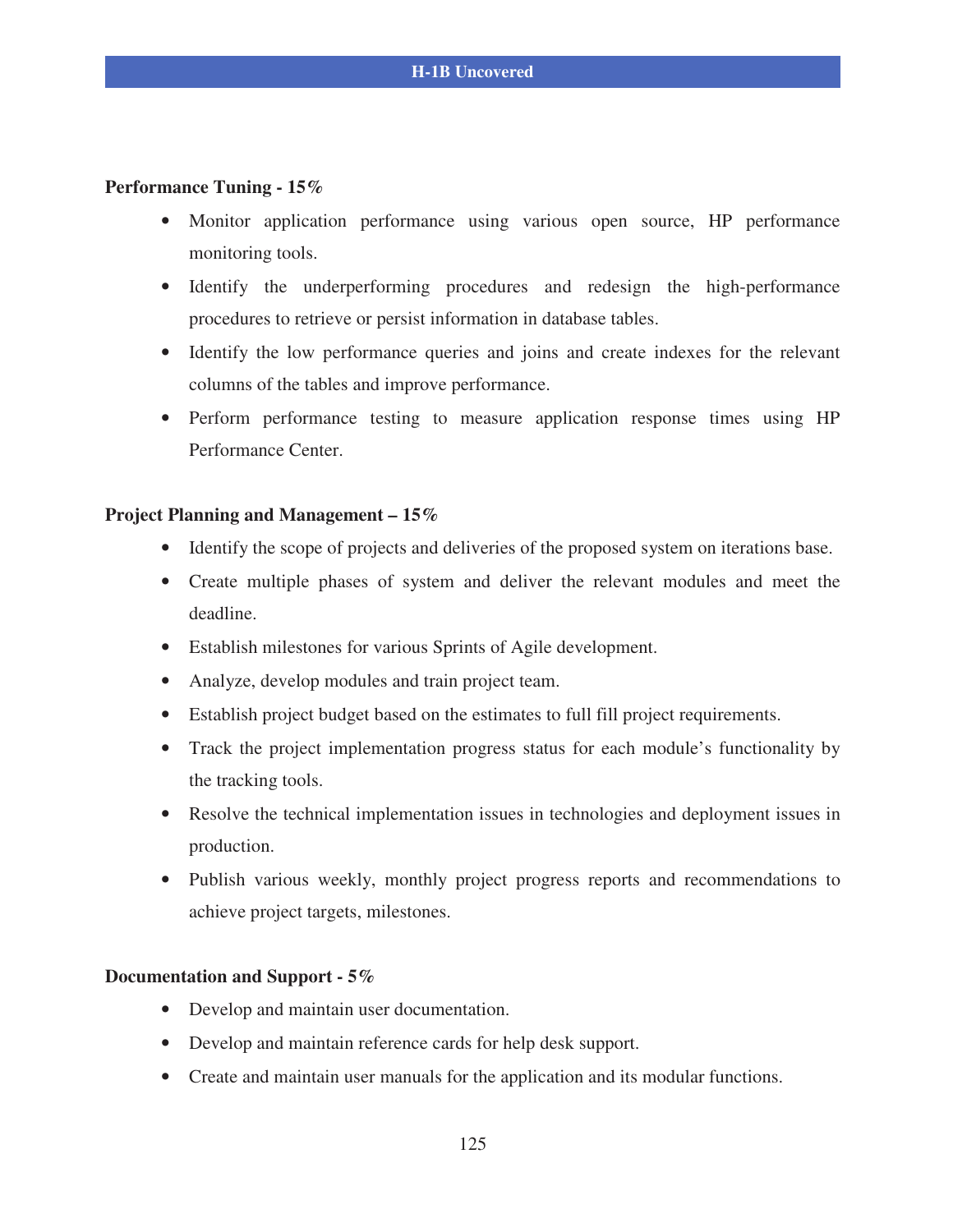**Performance Tuning - 15%**

- Monitor application performance using various open source, HP performance monitoring tools.
- Identify the underperforming procedures and redesign the high-performance procedures to retrieve or persist information in database tables.
- Identify the low performance queries and joins and create indexes for the relevant columns of the tables and improve performance.
- Perform performance testing to measure application response times using HP Performance Center.

**Project Planning and Management – 15%**

- Identify the scope of projects and deliveries of the proposed system on iterations base.
- Create multiple phases of system and deliver the relevant modules and meet the deadline.
- Establish milestones for various Sprints of Agile development.
- Analyze, develop modules and train project team.
- Establish project budget based on the estimates to full fill project requirements.
- Track the project implementation progress status for each module's functionality by the tracking tools.
- Resolve the technical implementation issues in technologies and deployment issues in production.
- Publish various weekly, monthly project progress reports and recommendations to achieve project targets, milestones.

**Documentation and Support - 5%**

- Develop and maintain user documentation.
- Develop and maintain reference cards for help desk support.
- Create and maintain user manuals for the application and its modular functions.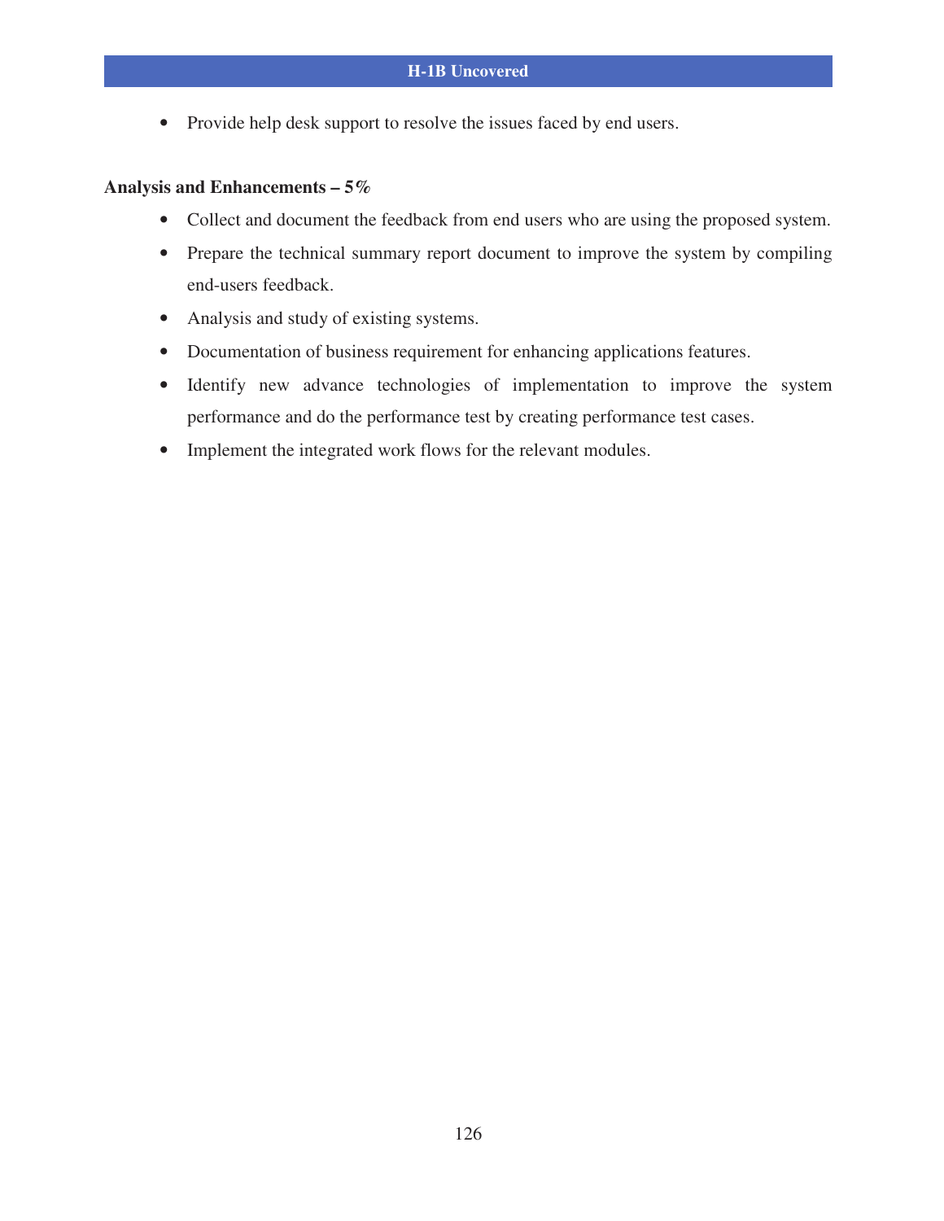- Provide help desk support to resolve the issues faced by end users.

**Analysis and Enhancements – 5%**

- Collect and document the feedback from end users who are using the proposed system.
- Prepare the technical summary report document to improve the system by compiling end-users feedback.
- Analysis and study of existing systems.
- Documentation of business requirement for enhancing applications features.
- Identify new advance technologies of implementation to improve the system performance and do the performance test by creating performance test cases.
- Implement the integrated work flows for the relevant modules.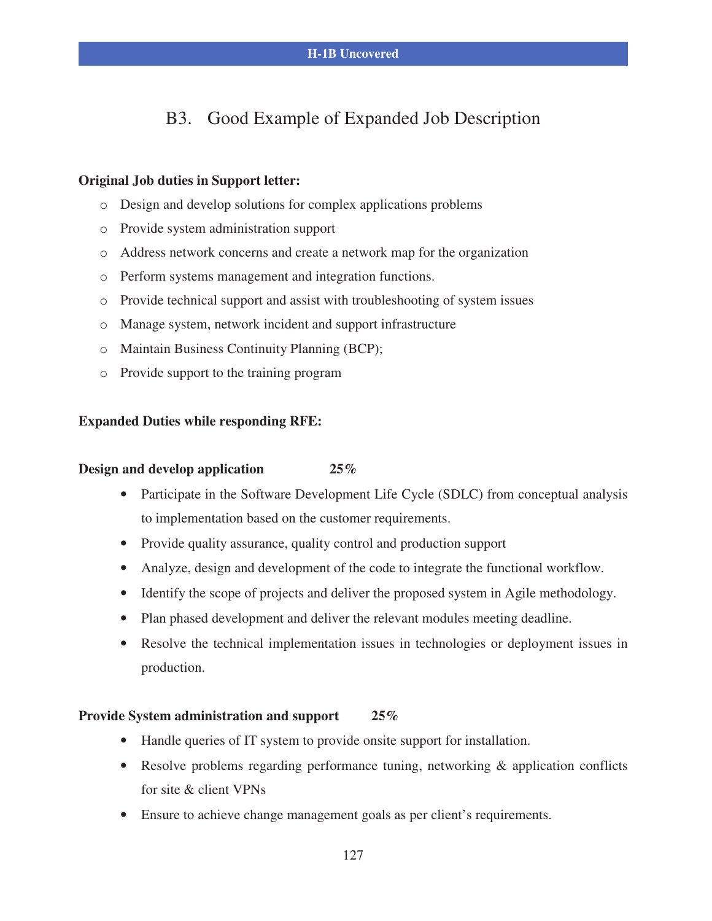## B3. Good Example of Expanded Job Description

**Original Job duties in Support letter:**

- Design and develop solutions for complex applications problems
- Provide system administration support
- Address network concerns and create a network map for the organization
- Perform systems management and integration functions.
- Provide technical support and assist with troubleshooting of system issues
- Manage system, network incident and support infrastructure
- Maintain Business Continuity Planning (BCP);
- Provide support to the training program

**Expanded Duties while responding RFE:**

**Design and develop application** ***25%***

- Participate in the Software Development Life Cycle (SDLC) from conceptual analysis to implementation based on the customer requirements.
- Provide quality assurance, quality control and production support
- Analyze, design and development of the code to integrate the functional workflow.
- Identify the scope of projects and deliver the proposed system in Agile methodology.
- Plan phased development and deliver the relevant modules meeting deadline.
- Resolve the technical implementation issues in technologies or deployment issues in production.

**Provide System administration and support** ***25%***

- Handle queries of IT system to provide onsite support for installation.
- Resolve problems regarding performance tuning, networking & application conflicts for site & client VPNs
- Ensure to achieve change management goals as per client's requirements.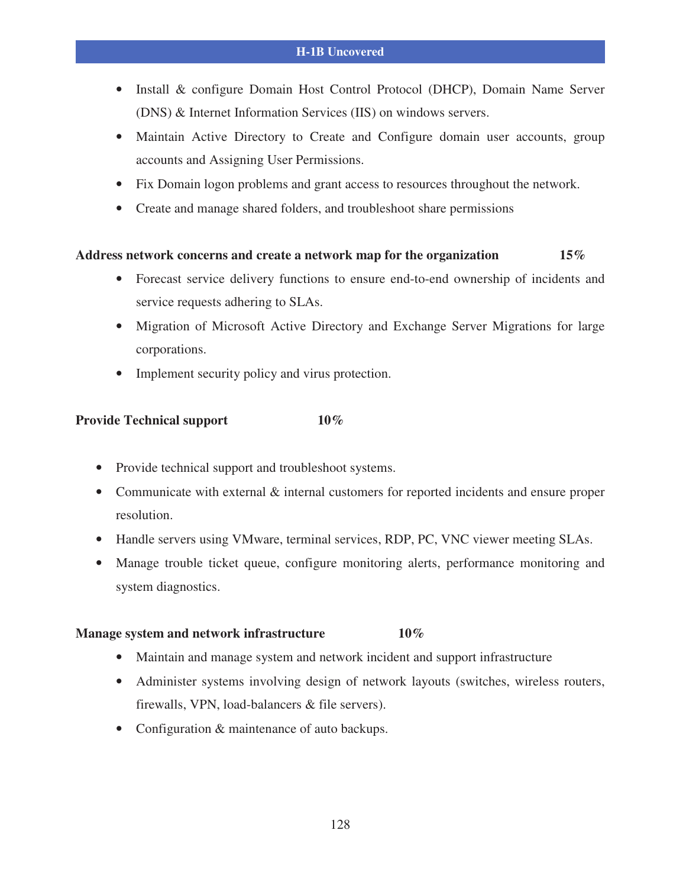- Install & configure Domain Host Control Protocol (DHCP), Domain Name Server (DNS) & Internet Information Services (IIS) on windows servers.
- Maintain Active Directory to Create and Configure domain user accounts, group accounts and Assigning User Permissions.
- Fix Domain logon problems and grant access to resources throughout the network.
- Create and manage shared folders, and troubleshoot share permissions

**Address network concerns and create a network map for the organization 15%**

- Forecast service delivery functions to ensure end-to-end ownership of incidents and service requests adhering to SLAs.
- Migration of Microsoft Active Directory and Exchange Server Migrations for large corporations.
- Implement security policy and virus protection.

**Provide Technical support 10%**

- Provide technical support and troubleshoot systems.
- Communicate with external & internal customers for reported incidents and ensure proper resolution.
- Handle servers using VMware, terminal services, RDP, PC, VNC viewer meeting SLAs.
- Manage trouble ticket queue, configure monitoring alerts, performance monitoring and system diagnostics.

**Manage system and network infrastructure 10%**

- Maintain and manage system and network incident and support infrastructure
- Administer systems involving design of network layouts (switches, wireless routers, firewalls, VPN, load-balancers & file servers).
- Configuration & maintenance of auto backups.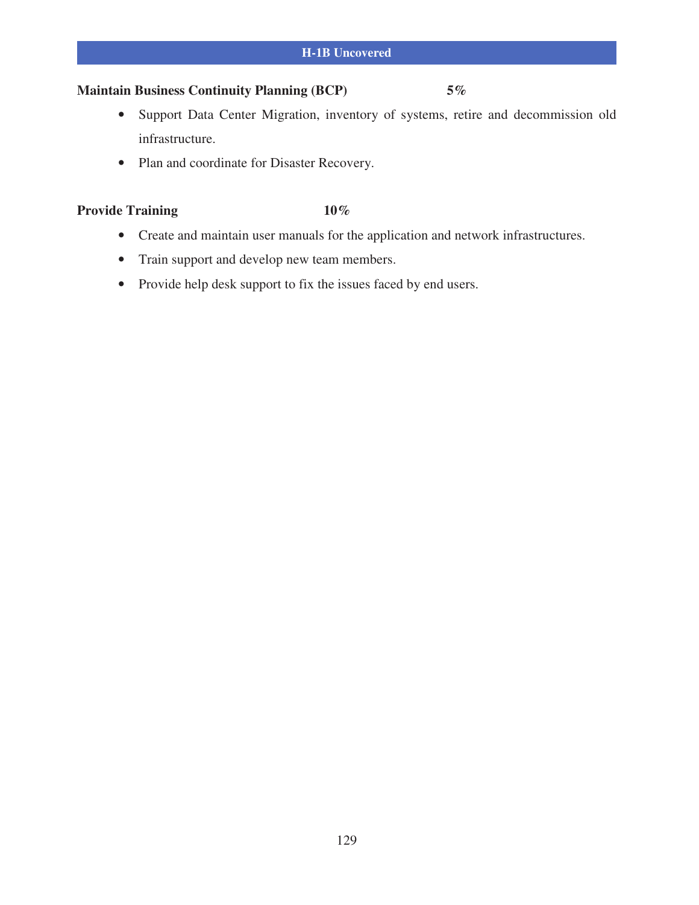**Maintain Business Continuity Planning (BCP) 5%**

- Support Data Center Migration, inventory of systems, retire and decommission old infrastructure.
- Plan and coordinate for Disaster Recovery.

**Provide Training 10%**

- Create and maintain user manuals for the application and network infrastructures.
- Train support and develop new team members.
- Provide help desk support to fix the issues faced by end users.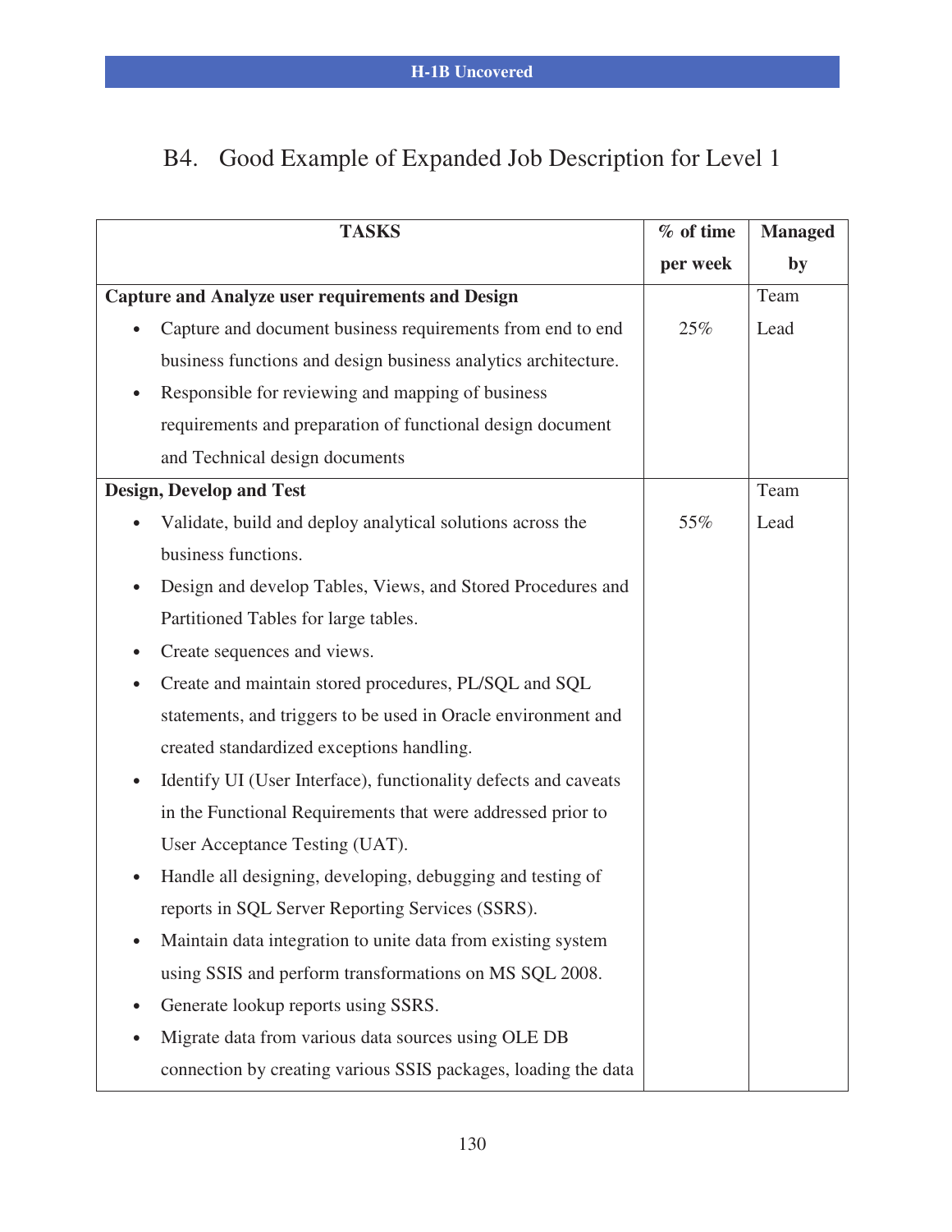## B4. Good Example of Expanded Job Description for Level 1

| TASKS | % of time per week | Managed by |
|---|---|---|
| **Capture and Analyze user requirements and Design**<br>• Capture and document business requirements from end to end business functions and design business analytics architecture.<br>• Responsible for reviewing and mapping of business requirements and preparation of functional design document and Technical design documents | 25% | Team Lead |
| **Design, Develop and Test**<br>• Validate, build and deploy analytical solutions across the business functions.<br>• Design and develop Tables, Views, and Stored Procedures and Partitioned Tables for large tables.<br>• Create sequences and views.<br>• Create and maintain stored procedures, PL/SQL and SQL statements, and triggers to be used in Oracle environment and created standardized exceptions handling.<br>• Identify UI (User Interface), functionality defects and caveats in the Functional Requirements that were addressed prior to User Acceptance Testing (UAT).<br>• Handle all designing, developing, debugging and testing of reports in SQL Server Reporting Services (SSRS).<br>• Maintain data integration to unite data from existing system using SSIS and perform transformations on MS SQL 2008.<br>• Generate lookup reports using SSRS.<br>• Migrate data from various data sources using OLE DB connection by creating various SSIS packages, loading the data | 55% | Team Lead |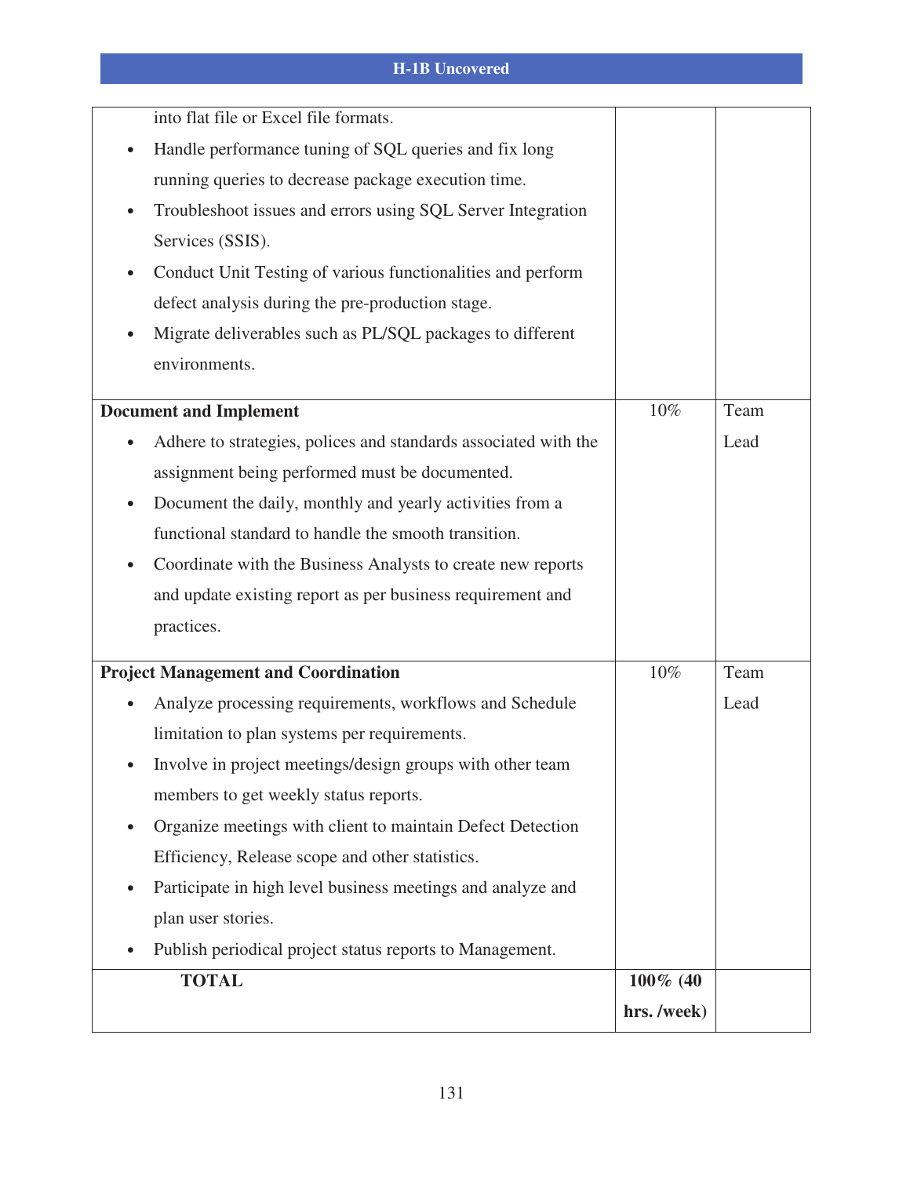| | | |
|---|---|---|
| into flat file or Excel file formats.<br>• Handle performance tuning of SQL queries and fix long running queries to decrease package execution time.<br>• Troubleshoot issues and errors using SQL Server Integration Services (SSIS).<br>• Conduct Unit Testing of various functionalities and perform defect analysis during the pre-production stage.<br>• Migrate deliverables such as PL/SQL packages to different environments. | | |
| **Document and Implement**<br>• Adhere to strategies, polices and standards associated with the assignment being performed must be documented.<br>• Document the daily, monthly and yearly activities from a functional standard to handle the smooth transition.<br>• Coordinate with the Business Analysts to create new reports and update existing report as per business requirement and practices. | 10% | Team Lead |
| **Project Management and Coordination**<br>• Analyze processing requirements, workflows and Schedule limitation to plan systems per requirements.<br>• Involve in project meetings/design groups with other team members to get weekly status reports.<br>• Organize meetings with client to maintain Defect Detection Efficiency, Release scope and other statistics.<br>• Participate in high level business meetings and analyze and plan user stories.<br>• Publish periodical project status reports to Management. | 10% | Team Lead |
| **TOTAL** | **100% (40 hrs. /week)** | |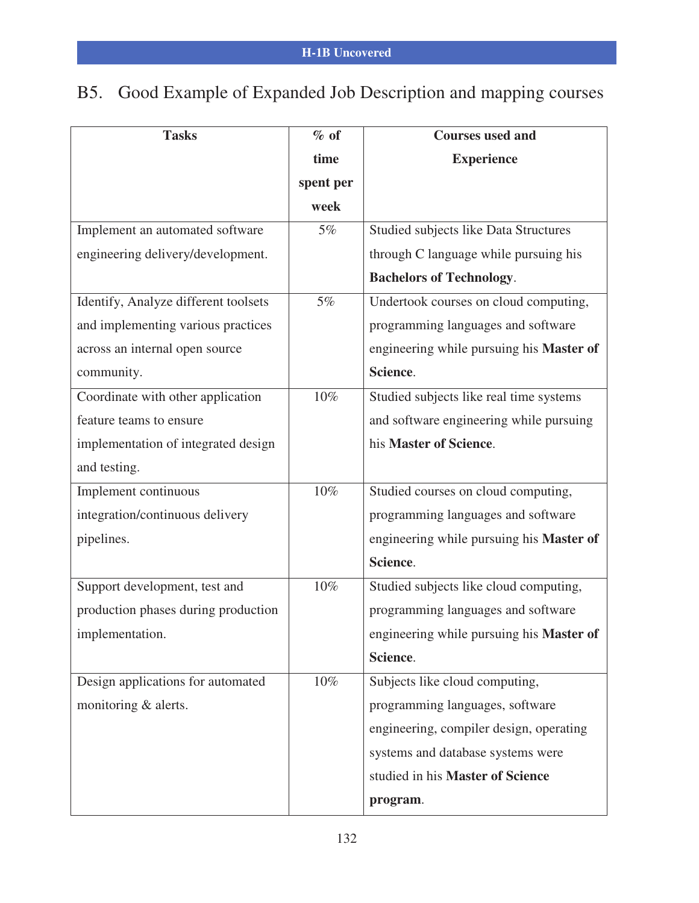## B5. Good Example of Expanded Job Description and mapping courses

| Tasks | % of time spent per week | Courses used and Experience |
|---|---|---|
| Implement an automated software engineering delivery/development. | 5% | Studied subjects like Data Structures through C language while pursuing his **Bachelors of Technology**. |
| Identify, Analyze different toolsets and implementing various practices across an internal open source community. | 5% | Undertook courses on cloud computing, programming languages and software engineering while pursuing his **Master of Science**. |
| Coordinate with other application feature teams to ensure implementation of integrated design and testing. | 10% | Studied subjects like real time systems and software engineering while pursuing his **Master of Science**. |
| Implement continuous integration/continuous delivery pipelines. | 10% | Studied courses on cloud computing, programming languages and software engineering while pursuing his **Master of Science**. |
| Support development, test and production phases during production implementation. | 10% | Studied subjects like cloud computing, programming languages and software engineering while pursuing his **Master of Science**. |
| Design applications for automated monitoring & alerts. | 10% | Subjects like cloud computing, programming languages, software engineering, compiler design, operating systems and database systems were studied in his **Master of Science program**. |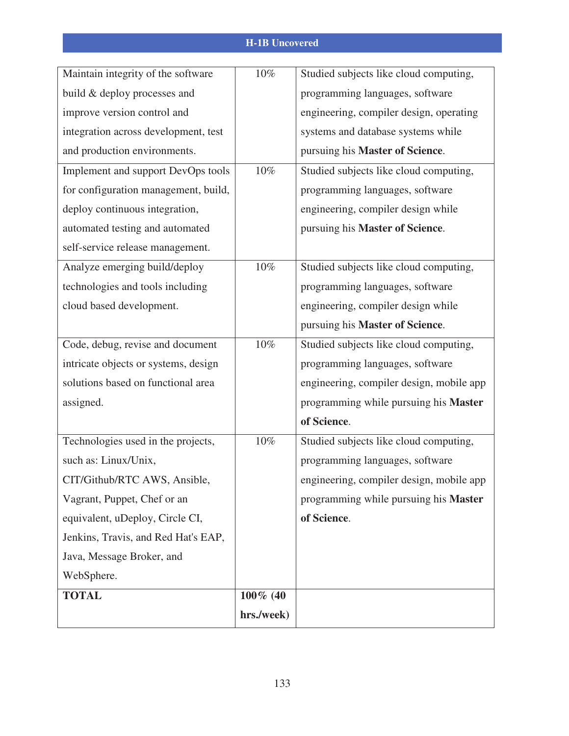| | | |
|---|---|---|
| Maintain integrity of the software build & deploy processes and improve version control and integration across development, test and production environments. | 10% | Studied subjects like cloud computing, programming languages, software engineering, compiler design, operating systems and database systems while pursuing his **Master of Science**. |
| Implement and support DevOps tools for configuration management, build, deploy continuous integration, automated testing and automated self-service release management. | 10% | Studied subjects like cloud computing, programming languages, software engineering, compiler design while pursuing his **Master of Science**. |
| Analyze emerging build/deploy technologies and tools including cloud based development. | 10% | Studied subjects like cloud computing, programming languages, software engineering, compiler design while pursuing his **Master of Science**. |
| Code, debug, revise and document intricate objects or systems, design solutions based on functional area assigned. | 10% | Studied subjects like cloud computing, programming languages, software engineering, compiler design, mobile app programming while pursuing his **Master of Science**. |
| Technologies used in the projects, such as: Linux/Unix, CIT/Github/RTC AWS, Ansible, Vagrant, Puppet, Chef or an equivalent, uDeploy, Circle CI, Jenkins, Travis, and Red Hat's EAP, Java, Message Broker, and WebSphere. | 10% | Studied subjects like cloud computing, programming languages, software engineering, compiler design, mobile app programming while pursuing his **Master of Science**. |
| **TOTAL** | **100% (40 hrs./week)** | |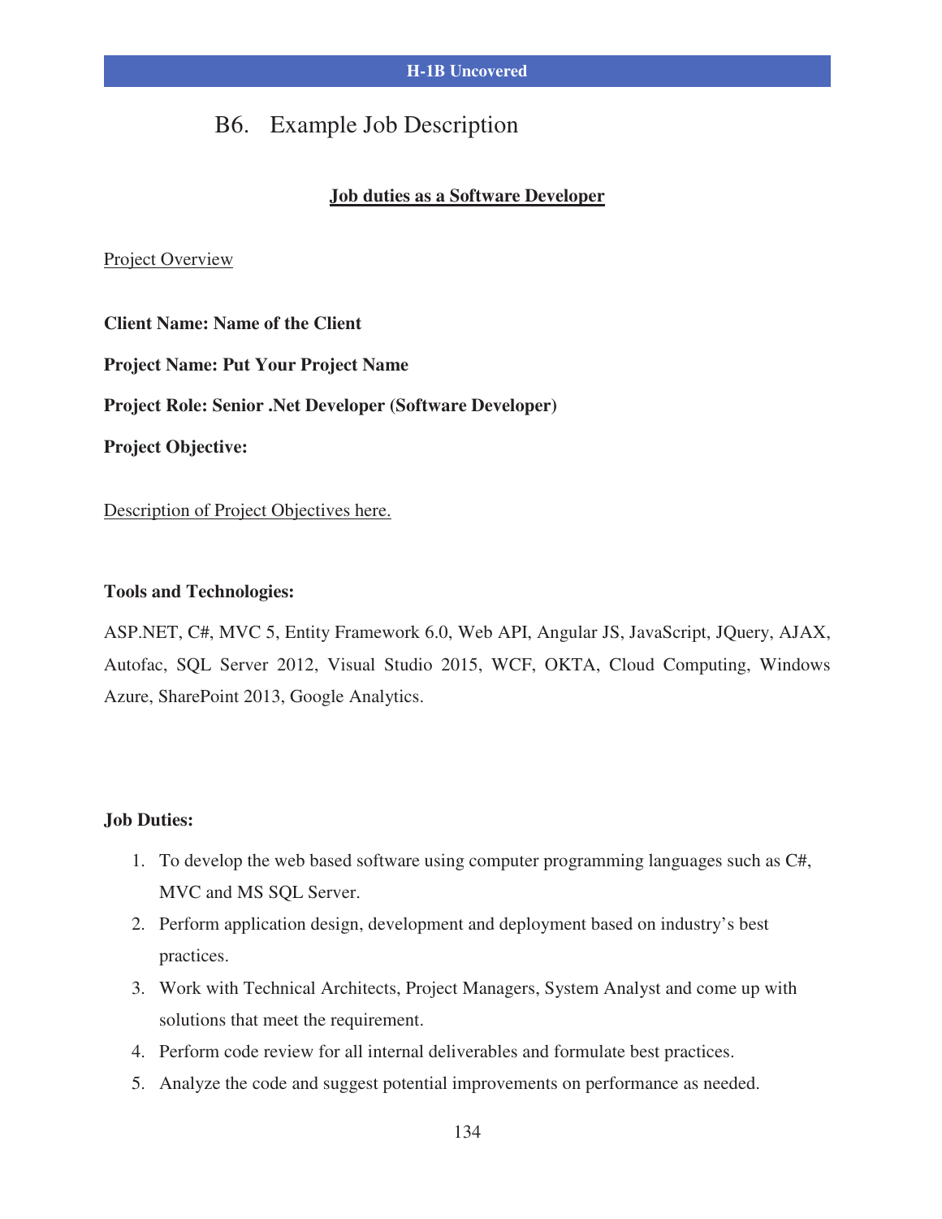## B6. Example Job Description

**Job duties as a Software Developer**

Project Overview

**Client Name: Name of the Client**

**Project Name: Put Your Project Name**

**Project Role: Senior .Net Developer (Software Developer)**

**Project Objective:**

Description of Project Objectives here.

**Tools and Technologies:**

ASP.NET, C#, MVC 5, Entity Framework 6.0, Web API, Angular JS, JavaScript, JQuery, AJAX, Autofac, SQL Server 2012, Visual Studio 2015, WCF, OKTA, Cloud Computing, Windows Azure, SharePoint 2013, Google Analytics.

**Job Duties:**

1. To develop the web based software using computer programming languages such as C#, MVC and MS SQL Server.
2. Perform application design, development and deployment based on industry's best practices.
3. Work with Technical Architects, Project Managers, System Analyst and come up with solutions that meet the requirement.
4. Perform code review for all internal deliverables and formulate best practices.
5. Analyze the code and suggest potential improvements on performance as needed.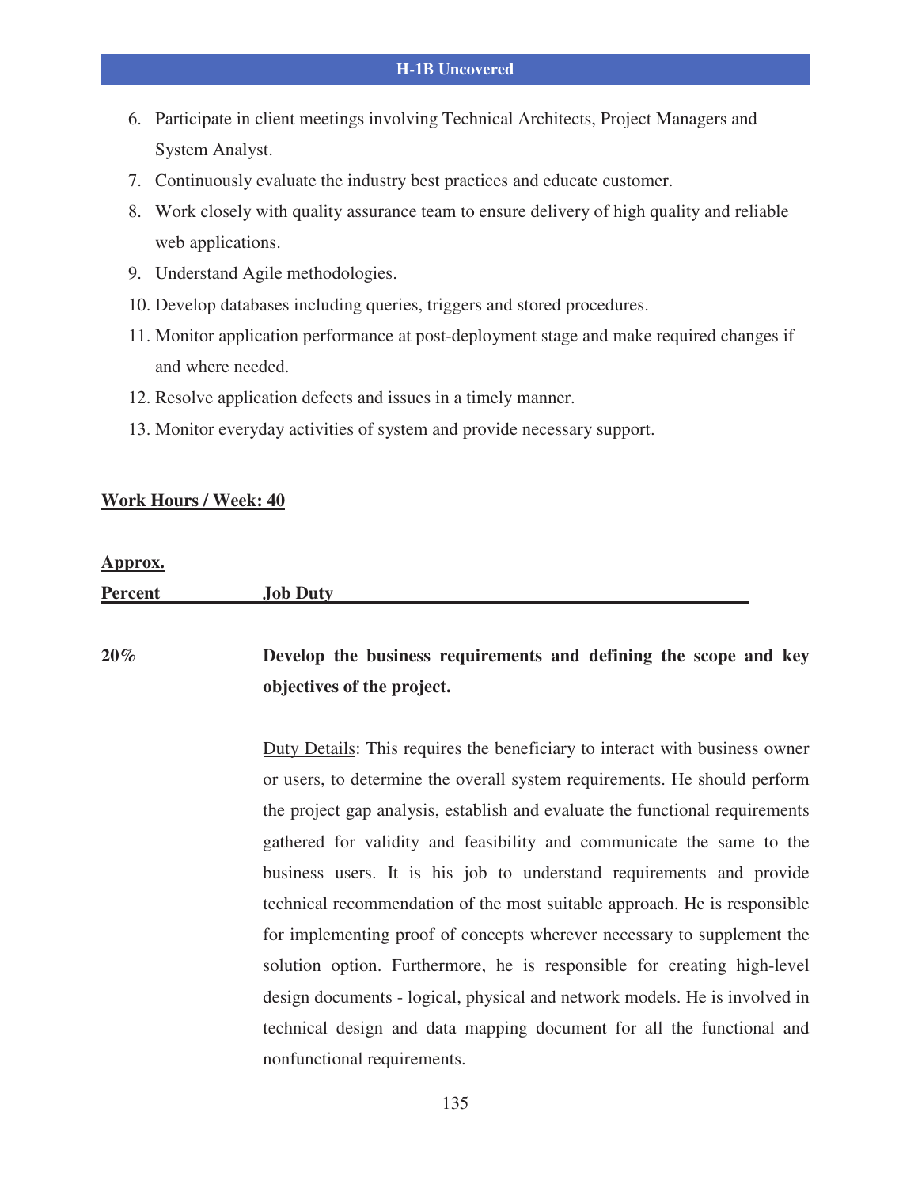6. Participate in client meetings involving Technical Architects, Project Managers and System Analyst.
7. Continuously evaluate the industry best practices and educate customer.
8. Work closely with quality assurance team to ensure delivery of high quality and reliable web applications.
9. Understand Agile methodologies.
10. Develop databases including queries, triggers and stored procedures.
11. Monitor application performance at post-deployment stage and make required changes if and where needed.
12. Resolve application defects and issues in a timely manner.
13. Monitor everyday activities of system and provide necessary support.

**Work Hours / Week: 40**

| Approx. Percent | Job Duty |
|---|---|
| **20%** | **Develop the business requirements and defining the scope and key objectives of the project.**<br><br>Duty Details: This requires the beneficiary to interact with business owner or users, to determine the overall system requirements. He should perform the project gap analysis, establish and evaluate the functional requirements gathered for validity and feasibility and communicate the same to the business users. It is his job to understand requirements and provide technical recommendation of the most suitable approach. He is responsible for implementing proof of concepts wherever necessary to supplement the solution option. Furthermore, he is responsible for creating high-level design documents - logical, physical and network models. He is involved in technical design and data mapping document for all the functional and nonfunctional requirements. |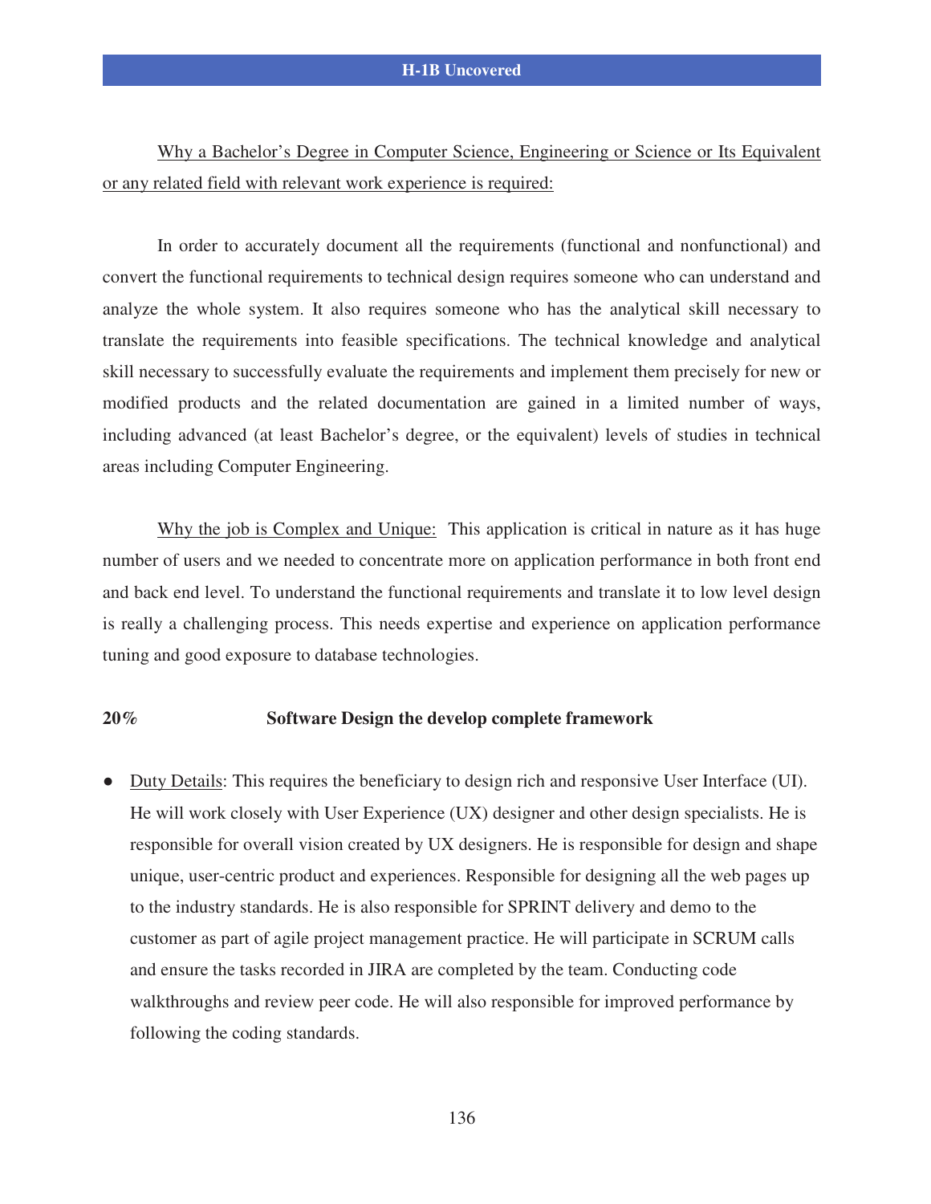<u>Why a Bachelor's Degree in Computer Science, Engineering or Science or Its Equivalent or any related field with relevant work experience is required:</u>

In order to accurately document all the requirements (functional and nonfunctional) and convert the functional requirements to technical design requires someone who can understand and analyze the whole system. It also requires someone who has the analytical skill necessary to translate the requirements into feasible specifications. The technical knowledge and analytical skill necessary to successfully evaluate the requirements and implement them precisely for new or modified products and the related documentation are gained in a limited number of ways, including advanced (at least Bachelor's degree, or the equivalent) levels of studies in technical areas including Computer Engineering.

<u>Why the job is Complex and Unique:</u> This application is critical in nature as it has huge number of users and we needed to concentrate more on application performance in both front end and back end level. To understand the functional requirements and translate it to low level design is really a challenging process. This needs expertise and experience on application performance tuning and good exposure to database technologies.

**20% Software Design the develop complete framework**

- <u>Duty Details</u>: This requires the beneficiary to design rich and responsive User Interface (UI). He will work closely with User Experience (UX) designer and other design specialists. He is responsible for overall vision created by UX designers. He is responsible for design and shape unique, user-centric product and experiences. Responsible for designing all the web pages up to the industry standards. He is also responsible for SPRINT delivery and demo to the customer as part of agile project management practice. He will participate in SCRUM calls and ensure the tasks recorded in JIRA are completed by the team. Conducting code walkthroughs and review peer code. He will also responsible for improved performance by following the coding standards.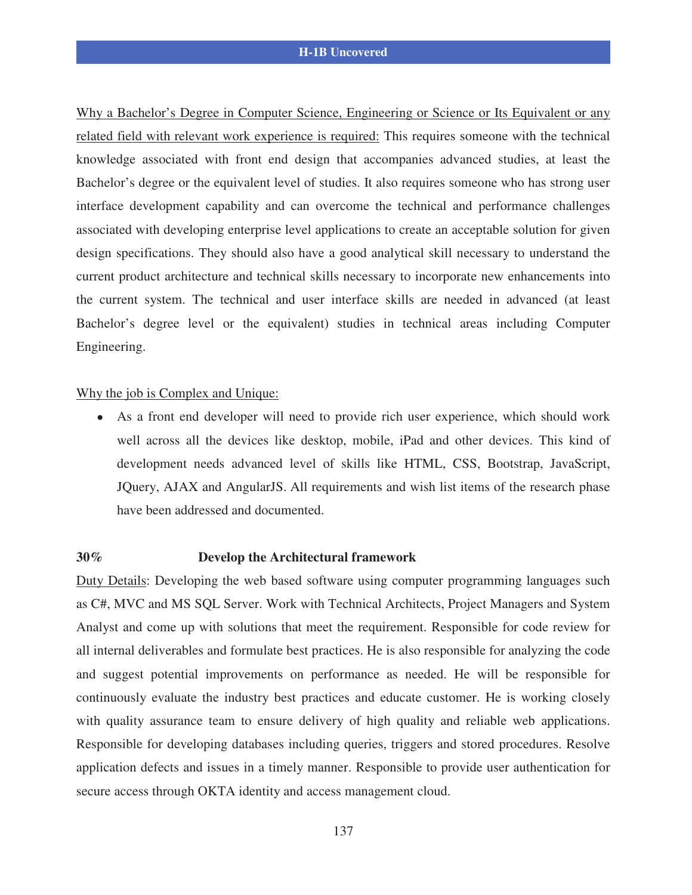Why a Bachelor's Degree in Computer Science, Engineering or Science or Its Equivalent or any related field with relevant work experience is required: This requires someone with the technical knowledge associated with front end design that accompanies advanced studies, at least the Bachelor's degree or the equivalent level of studies. It also requires someone who has strong user interface development capability and can overcome the technical and performance challenges associated with developing enterprise level applications to create an acceptable solution for given design specifications. They should also have a good analytical skill necessary to understand the current product architecture and technical skills necessary to incorporate new enhancements into the current system. The technical and user interface skills are needed in advanced (at least Bachelor's degree level or the equivalent) studies in technical areas including Computer Engineering.

Why the job is Complex and Unique:

- As a front end developer will need to provide rich user experience, which should work well across all the devices like desktop, mobile, iPad and other devices. This kind of development needs advanced level of skills like HTML, CSS, Bootstrap, JavaScript, JQuery, AJAX and AngularJS. All requirements and wish list items of the research phase have been addressed and documented.

**30%** **Develop the Architectural framework**

Duty Details: Developing the web based software using computer programming languages such as C#, MVC and MS SQL Server. Work with Technical Architects, Project Managers and System Analyst and come up with solutions that meet the requirement. Responsible for code review for all internal deliverables and formulate best practices. He is also responsible for analyzing the code and suggest potential improvements on performance as needed. He will be responsible for continuously evaluate the industry best practices and educate customer. He is working closely with quality assurance team to ensure delivery of high quality and reliable web applications. Responsible for developing databases including queries, triggers and stored procedures. Resolve application defects and issues in a timely manner. Responsible to provide user authentication for secure access through OKTA identity and access management cloud.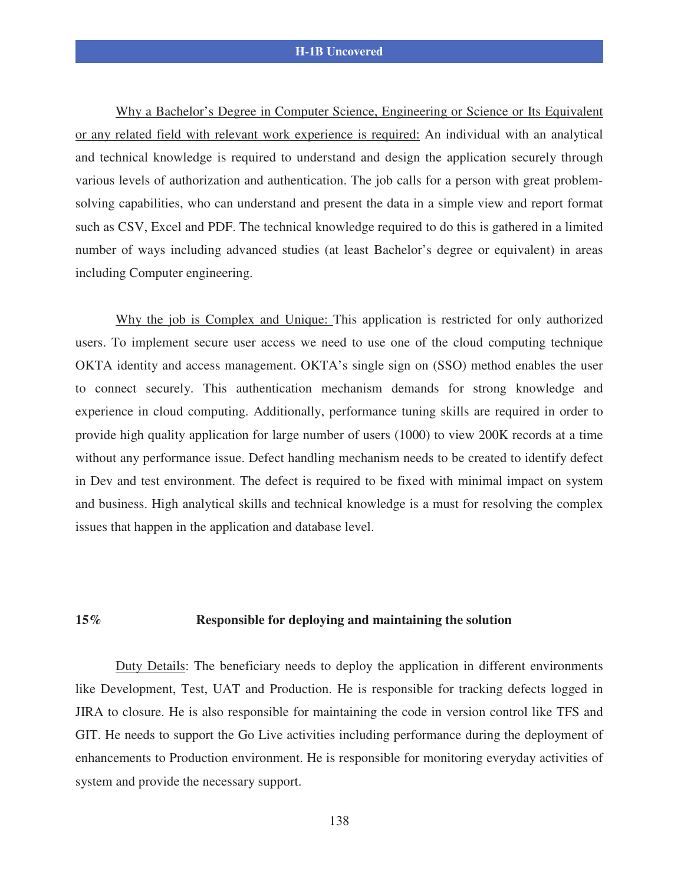Why a Bachelor's Degree in Computer Science, Engineering or Science or Its Equivalent or any related field with relevant work experience is required: An individual with an analytical and technical knowledge is required to understand and design the application securely through various levels of authorization and authentication. The job calls for a person with great problem-solving capabilities, who can understand and present the data in a simple view and report format such as CSV, Excel and PDF. The technical knowledge required to do this is gathered in a limited number of ways including advanced studies (at least Bachelor's degree or equivalent) in areas including Computer engineering.

Why the job is Complex and Unique: This application is restricted for only authorized users. To implement secure user access we need to use one of the cloud computing technique OKTA identity and access management. OKTA's single sign on (SSO) method enables the user to connect securely. This authentication mechanism demands for strong knowledge and experience in cloud computing. Additionally, performance tuning skills are required in order to provide high quality application for large number of users (1000) to view 200K records at a time without any performance issue. Defect handling mechanism needs to be created to identify defect in Dev and test environment. The defect is required to be fixed with minimal impact on system and business. High analytical skills and technical knowledge is a must for resolving the complex issues that happen in the application and database level.

**15%** **Responsible for deploying and maintaining the solution**

Duty Details: The beneficiary needs to deploy the application in different environments like Development, Test, UAT and Production. He is responsible for tracking defects logged in JIRA to closure. He is also responsible for maintaining the code in version control like TFS and GIT. He needs to support the Go Live activities including performance during the deployment of enhancements to Production environment. He is responsible for monitoring everyday activities of system and provide the necessary support.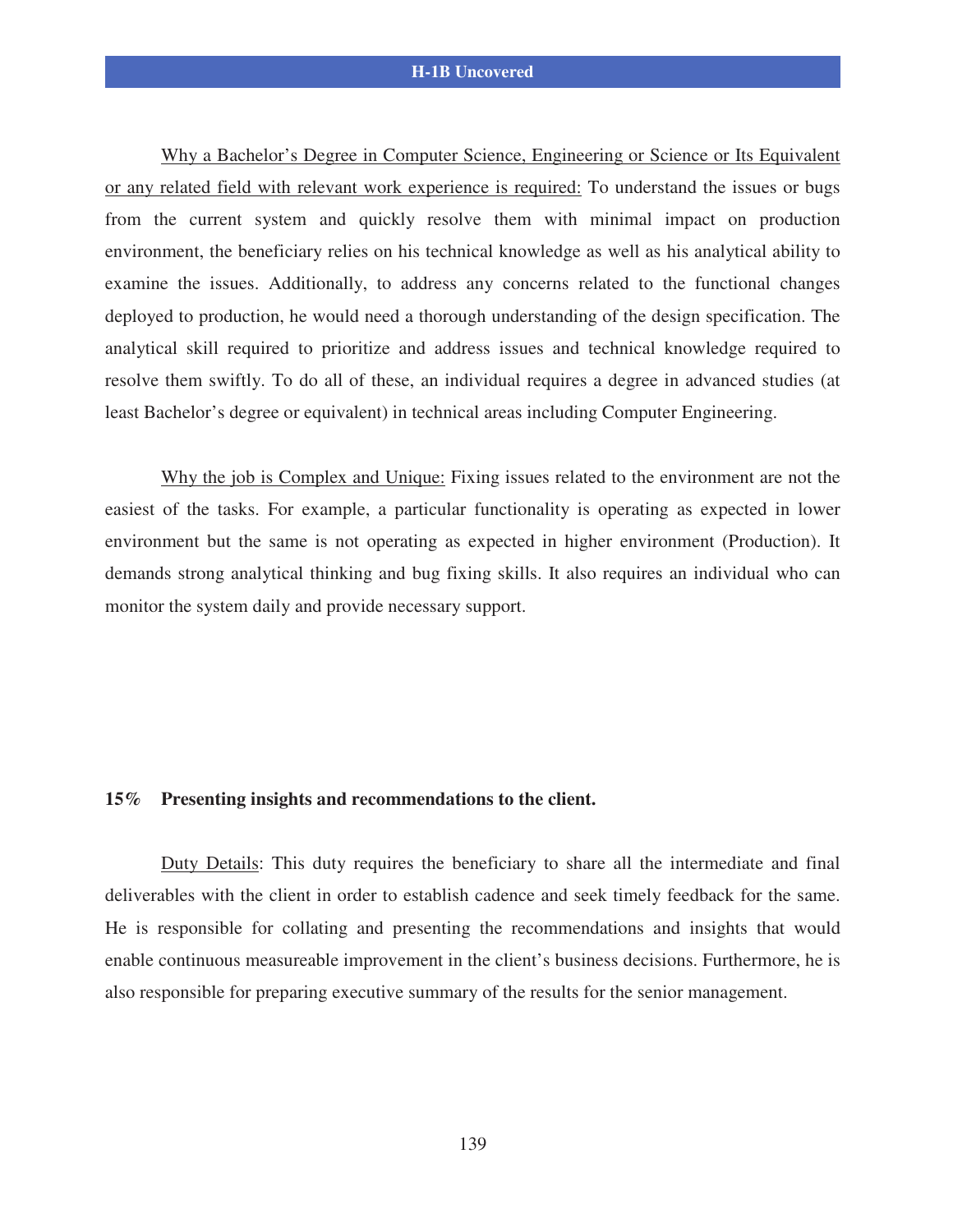Why a Bachelor's Degree in Computer Science, Engineering or Science or Its Equivalent or any related field with relevant work experience is required: To understand the issues or bugs from the current system and quickly resolve them with minimal impact on production environment, the beneficiary relies on his technical knowledge as well as his analytical ability to examine the issues. Additionally, to address any concerns related to the functional changes deployed to production, he would need a thorough understanding of the design specification. The analytical skill required to prioritize and address issues and technical knowledge required to resolve them swiftly. To do all of these, an individual requires a degree in advanced studies (at least Bachelor's degree or equivalent) in technical areas including Computer Engineering.

Why the job is Complex and Unique: Fixing issues related to the environment are not the easiest of the tasks. For example, a particular functionality is operating as expected in lower environment but the same is not operating as expected in higher environment (Production). It demands strong analytical thinking and bug fixing skills. It also requires an individual who can monitor the system daily and provide necessary support.

**15% Presenting insights and recommendations to the client.**

Duty Details: This duty requires the beneficiary to share all the intermediate and final deliverables with the client in order to establish cadence and seek timely feedback for the same. He is responsible for collating and presenting the recommendations and insights that would enable continuous measureable improvement in the client's business decisions. Furthermore, he is also responsible for preparing executive summary of the results for the senior management.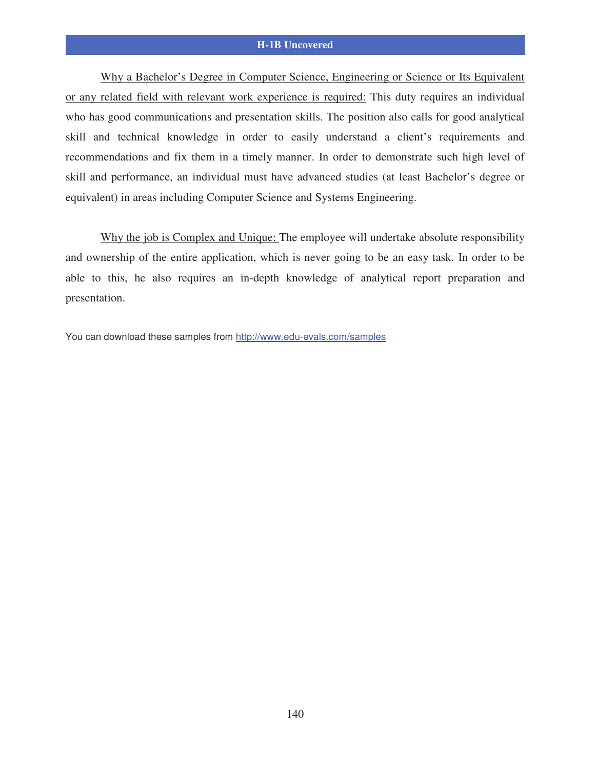Why a Bachelor's Degree in Computer Science, Engineering or Science or Its Equivalent or any related field with relevant work experience is required: This duty requires an individual who has good communications and presentation skills. The position also calls for good analytical skill and technical knowledge in order to easily understand a client's requirements and recommendations and fix them in a timely manner. In order to demonstrate such high level of skill and performance, an individual must have advanced studies (at least Bachelor's degree or equivalent) in areas including Computer Science and Systems Engineering.

Why the job is Complex and Unique: The employee will undertake absolute responsibility and ownership of the entire application, which is never going to be an easy task. In order to be able to this, he also requires an in-depth knowledge of analytical report preparation and presentation.

You can download these samples from [http://www.edu-evals.com/samples](http://www.edu-evals.com/samples)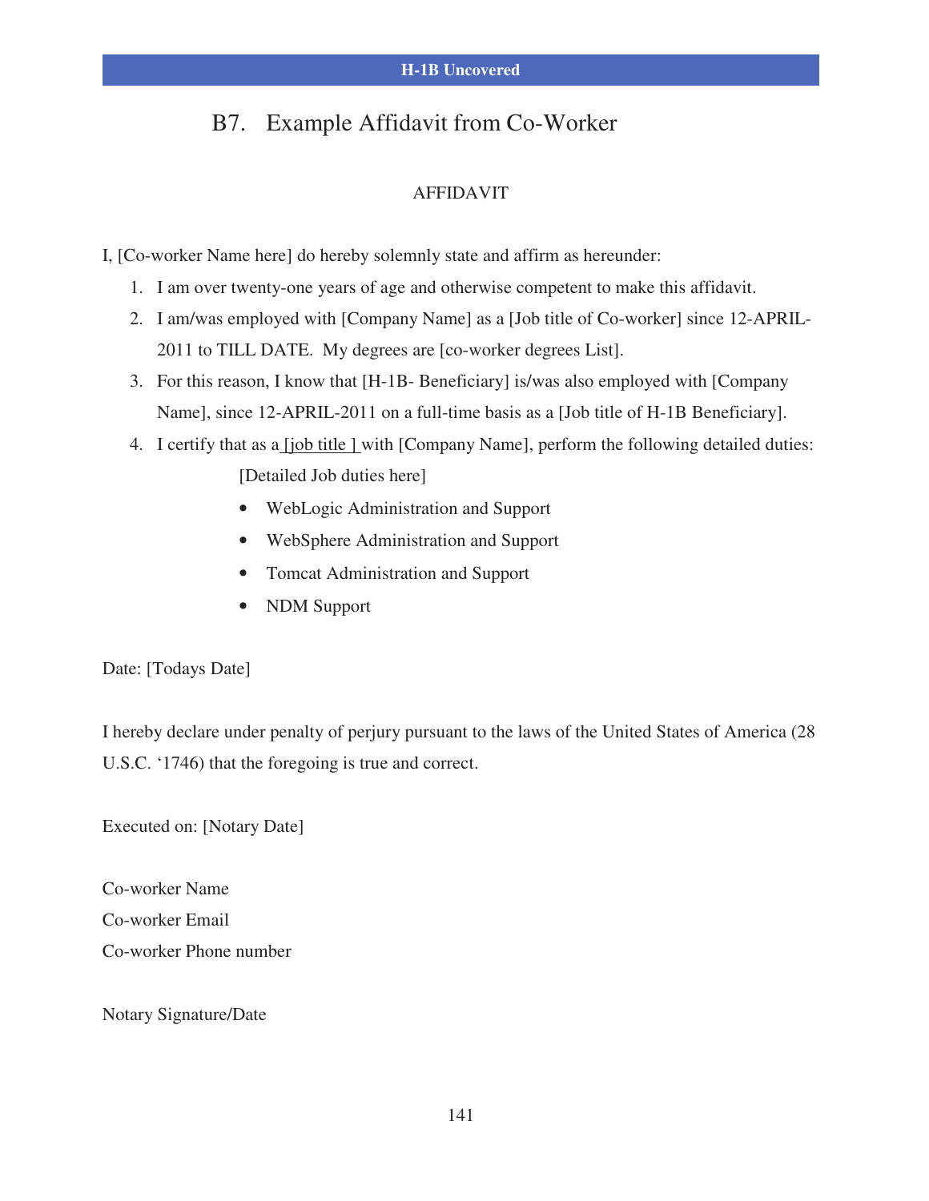## B7. Example Affidavit from Co-Worker

AFFIDAVIT

I, [Co-worker Name here] do hereby solemnly state and affirm as hereunder:

1. I am over twenty-one years of age and otherwise competent to make this affidavit.
2. I am/was employed with [Company Name] as a [Job title of Co-worker] since 12-APRIL-2011 to TILL DATE. My degrees are [co-worker degrees List].
3. For this reason, I know that [H-1B- Beneficiary] is/was also employed with [Company Name], since 12-APRIL-2011 on a full-time basis as a [Job title of H-1B Beneficiary].
4. I certify that as a [job title ] with [Company Name], perform the following detailed duties:

   [Detailed Job duties here]

   - WebLogic Administration and Support
   - WebSphere Administration and Support
   - Tomcat Administration and Support
   - NDM Support

Date: [Todays Date]

I hereby declare under penalty of perjury pursuant to the laws of the United States of America (28 U.S.C. ‘1746) that the foregoing is true and correct.

Executed on: [Notary Date]

Co-worker Name
Co-worker Email
Co-worker Phone number

Notary Signature/Date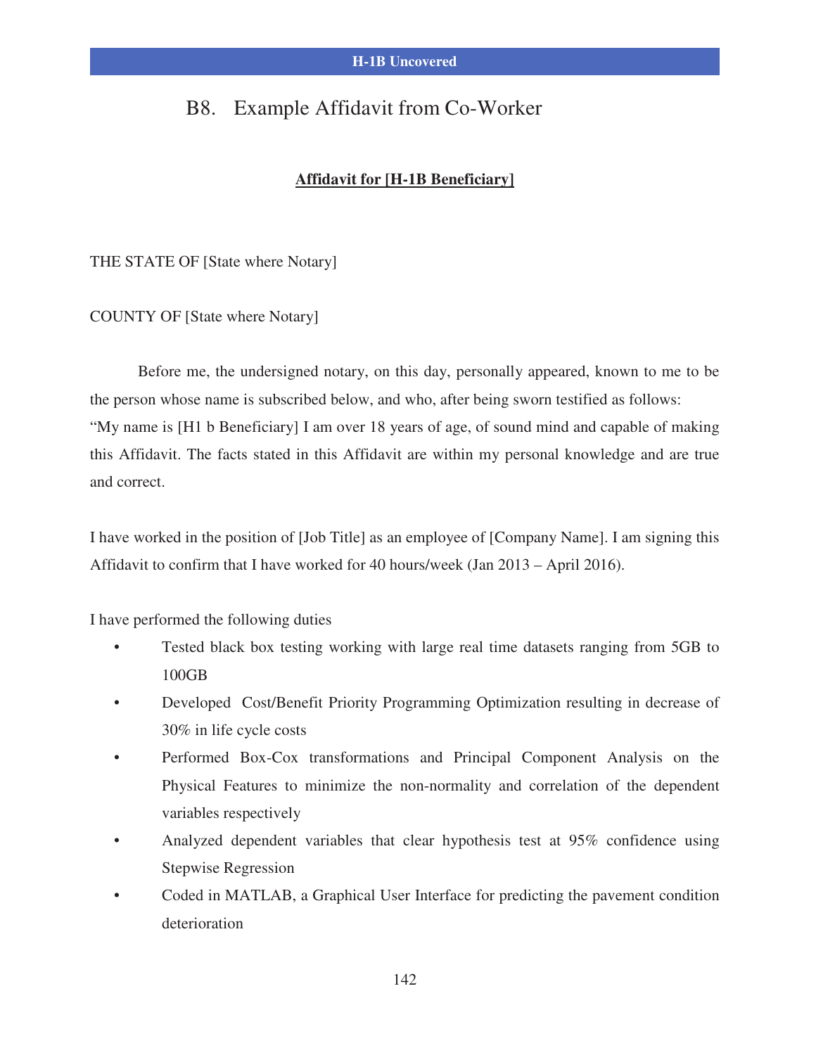## B8. Example Affidavit from Co-Worker

**<u>Affidavit for [H-1B Beneficiary]</u>**

THE STATE OF [State where Notary]

COUNTY OF [State where Notary]

Before me, the undersigned notary, on this day, personally appeared, known to me to be the person whose name is subscribed below, and who, after being sworn testified as follows: "My name is [H1 b Beneficiary] I am over 18 years of age, of sound mind and capable of making this Affidavit. The facts stated in this Affidavit are within my personal knowledge and are true and correct.

I have worked in the position of [Job Title] as an employee of [Company Name]. I am signing this Affidavit to confirm that I have worked for 40 hours/week (Jan 2013 – April 2016).

I have performed the following duties

- Tested black box testing working with large real time datasets ranging from 5GB to 100GB
- Developed Cost/Benefit Priority Programming Optimization resulting in decrease of 30% in life cycle costs
- Performed Box-Cox transformations and Principal Component Analysis on the Physical Features to minimize the non-normality and correlation of the dependent variables respectively
- Analyzed dependent variables that clear hypothesis test at 95% confidence using Stepwise Regression
- Coded in MATLAB, a Graphical User Interface for predicting the pavement condition deterioration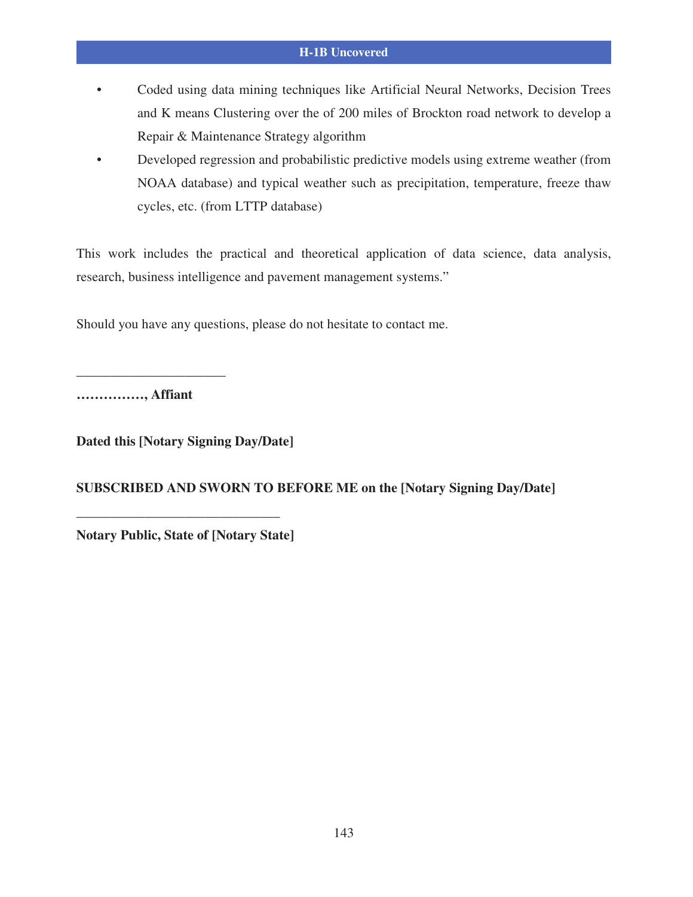- Coded using data mining techniques like Artificial Neural Networks, Decision Trees and K means Clustering over the of 200 miles of Brockton road network to develop a Repair & Maintenance Strategy algorithm
- Developed regression and probabilistic predictive models using extreme weather (from NOAA database) and typical weather such as precipitation, temperature, freeze thaw cycles, etc. (from LTTP database)

This work includes the practical and theoretical application of data science, data analysis, research, business intelligence and pavement management systems."

Should you have any questions, please do not hesitate to contact me.

______________________

**……………, Affiant**

**Dated this [Notary Signing Day/Date]**

**SUBSCRIBED AND SWORN TO BEFORE ME on the [Notary Signing Day/Date]**

______________________________

**Notary Public, State of [Notary State]**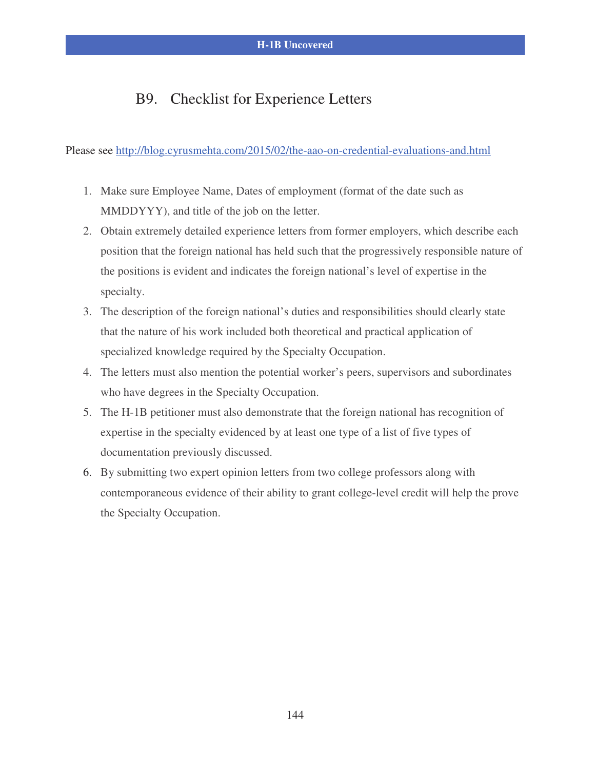## B9. Checklist for Experience Letters

Please see http://blog.cyrusmehta.com/2015/02/the-aao-on-credential-evaluations-and.html

1. Make sure Employee Name, Dates of employment (format of the date such as MMDDYYY), and title of the job on the letter.
2. Obtain extremely detailed experience letters from former employers, which describe each position that the foreign national has held such that the progressively responsible nature of the positions is evident and indicates the foreign national's level of expertise in the specialty.
3. The description of the foreign national's duties and responsibilities should clearly state that the nature of his work included both theoretical and practical application of specialized knowledge required by the Specialty Occupation.
4. The letters must also mention the potential worker's peers, supervisors and subordinates who have degrees in the Specialty Occupation.
5. The H-1B petitioner must also demonstrate that the foreign national has recognition of expertise in the specialty evidenced by at least one type of a list of five types of documentation previously discussed.
6. By submitting two expert opinion letters from two college professors along with contemporaneous evidence of their ability to grant college-level credit will help the prove the Specialty Occupation.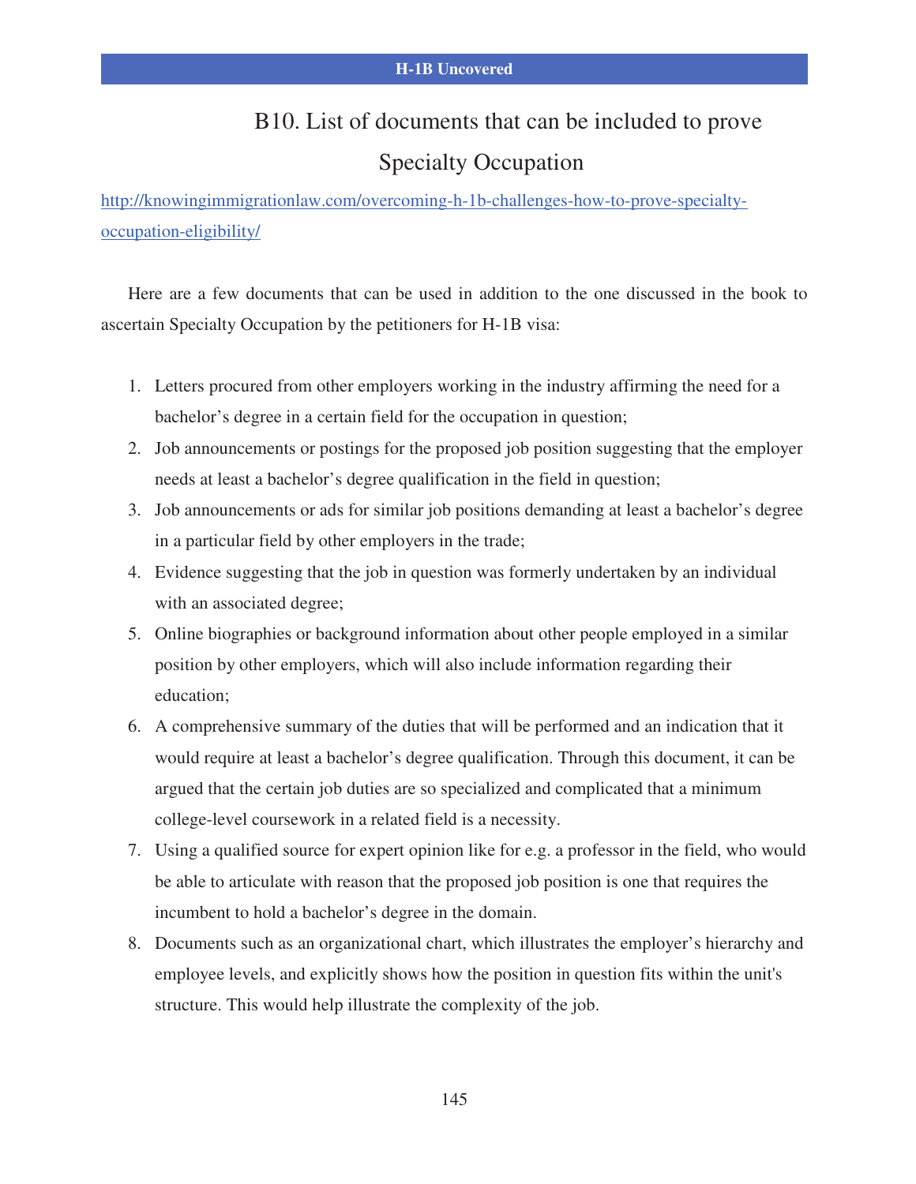# B10. List of documents that can be included to prove Specialty Occupation

http://knowingimmigrationlaw.com/overcoming-h-1b-challenges-how-to-prove-specialty-occupation-eligibility/

Here are a few documents that can be used in addition to the one discussed in the book to ascertain Specialty Occupation by the petitioners for H-1B visa:

1. Letters procured from other employers working in the industry affirming the need for a bachelor's degree in a certain field for the occupation in question;
2. Job announcements or postings for the proposed job position suggesting that the employer needs at least a bachelor's degree qualification in the field in question;
3. Job announcements or ads for similar job positions demanding at least a bachelor's degree in a particular field by other employers in the trade;
4. Evidence suggesting that the job in question was formerly undertaken by an individual with an associated degree;
5. Online biographies or background information about other people employed in a similar position by other employers, which will also include information regarding their education;
6. A comprehensive summary of the duties that will be performed and an indication that it would require at least a bachelor's degree qualification. Through this document, it can be argued that the certain job duties are so specialized and complicated that a minimum college-level coursework in a related field is a necessity.
7. Using a qualified source for expert opinion like for e.g. a professor in the field, who would be able to articulate with reason that the proposed job position is one that requires the incumbent to hold a bachelor's degree in the domain.
8. Documents such as an organizational chart, which illustrates the employer's hierarchy and employee levels, and explicitly shows how the position in question fits within the unit's structure. This would help illustrate the complexity of the job.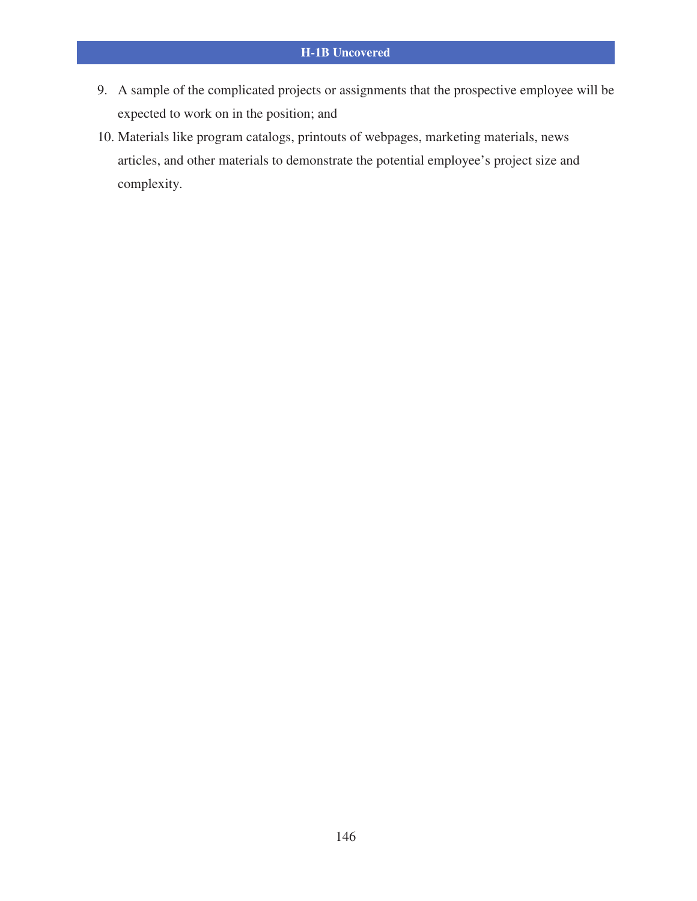9. A sample of the complicated projects or assignments that the prospective employee will be expected to work on in the position; and
10. Materials like program catalogs, printouts of webpages, marketing materials, news articles, and other materials to demonstrate the potential employee's project size and complexity.